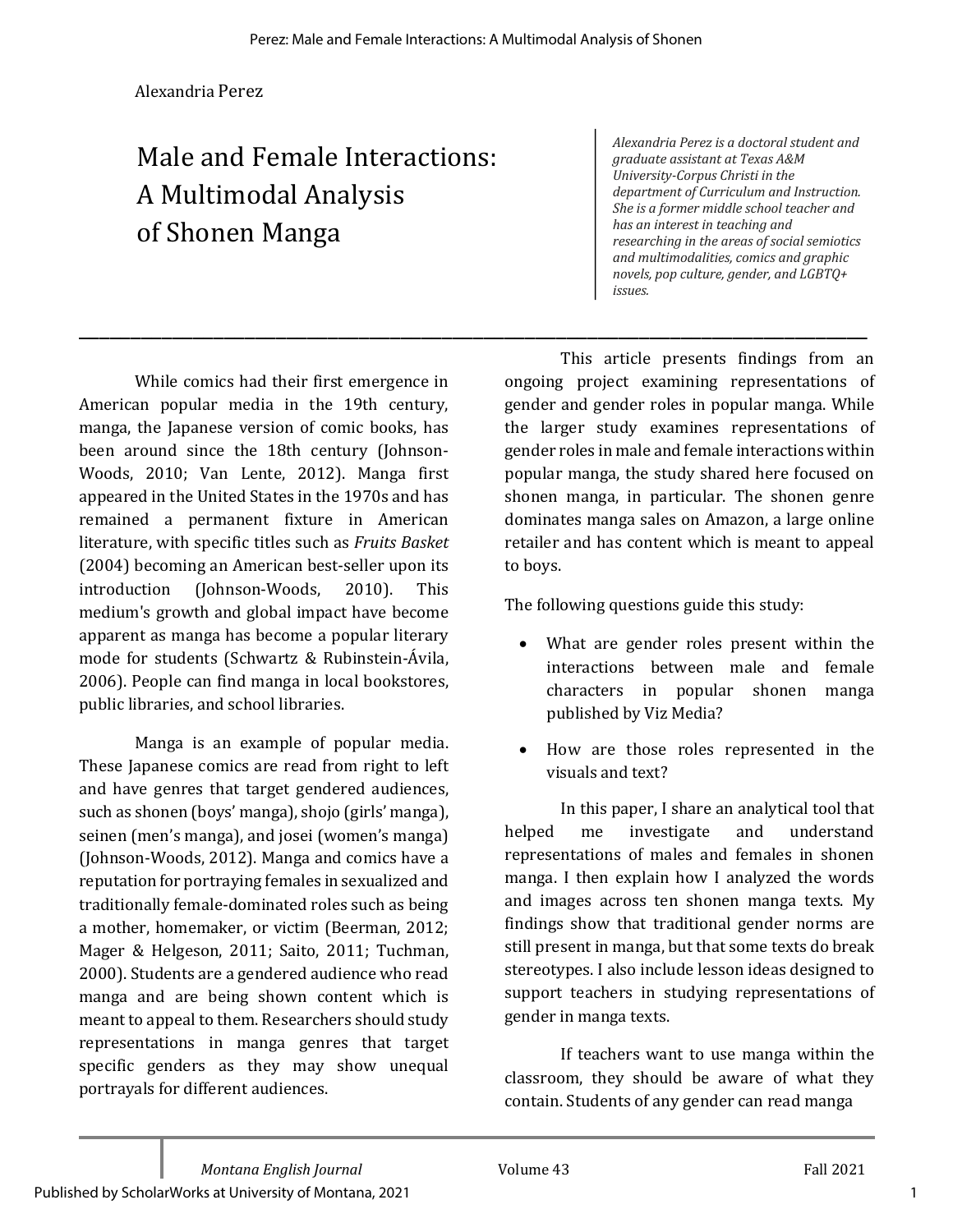Alexandria Perez

# Male and Female Interactions: A Multimodal Analysis of Shonen Manga

*Alexandria Perez is a doctoral student and graduate assistant at Texas A&M University-Corpus Christi in the department of Curriculum and Instruction. She is a former middle school teacher and has an interest in teaching and researching in the areas of social semiotics and multimodalities, comics and graphic novels, pop culture, gender, and LGBTQ+ issues.*

---

While comics had their first emergence in American popular media in the 19th century, manga, the Japanese version of comic books, has been around since the 18th century (Johnson-Woods, 2010; Van Lente, 2012). Manga first appeared in the United States in the 1970s and has remained a permanent fixture in American literature, with specific titles such as *Fruits Basket* (2004) becoming an American best-seller upon its introduction (Johnson-Woods, 2010). This medium's growth and global impact have become apparent as manga has become a popular literary mode for students (Schwartz & Rubinstein-Ávila, 2006). People can find manga in local bookstores, public libraries, and school libraries.

Manga is an example of popular media. These Japanese comics are read from right to left and have genres that target gendered audiences, such as shonen (boys' manga), shojo (girls' manga), seinen (men's manga), and josei (women's manga) (Johnson-Woods, 2012). Manga and comics have a reputation for portraying females in sexualized and traditionally female-dominated roles such as being a mother, homemaker, or victim (Beerman, 2012; Mager & Helgeson, 2011; Saito, 2011; Tuchman, 2000). Students are a gendered audience who read manga and are being shown content which is meant to appeal to them. Researchers should study representations in manga genres that target specific genders as they may show unequal portrayals for different audiences.

This article presents findings from an ongoing project examining representations of gender and gender roles in popular manga. While the larger study examines representations of gender roles in male and female interactions within popular manga, the study shared here focused on shonen manga, in particular. The shonen genre dominates manga sales on Amazon, a large online retailer and has content which is meant to appeal to boys.

The following questions guide this study:

- What are gender roles present within the interactions between male and female characters in popular shonen manga published by Viz Media?
- How are those roles represented in the visuals and text?

In this paper, I share an analytical tool that helped me investigate and understand representations of males and females in shonen manga. I then explain how I analyzed the words and images across ten shonen manga texts. My findings show that traditional gender norms are still present in manga, but that some texts do break stereotypes. I also include lesson ideas designed to support teachers in studying representations of gender in manga texts.

If teachers want to use manga within the classroom, they should be aware of what they contain. Students of any gender can read manga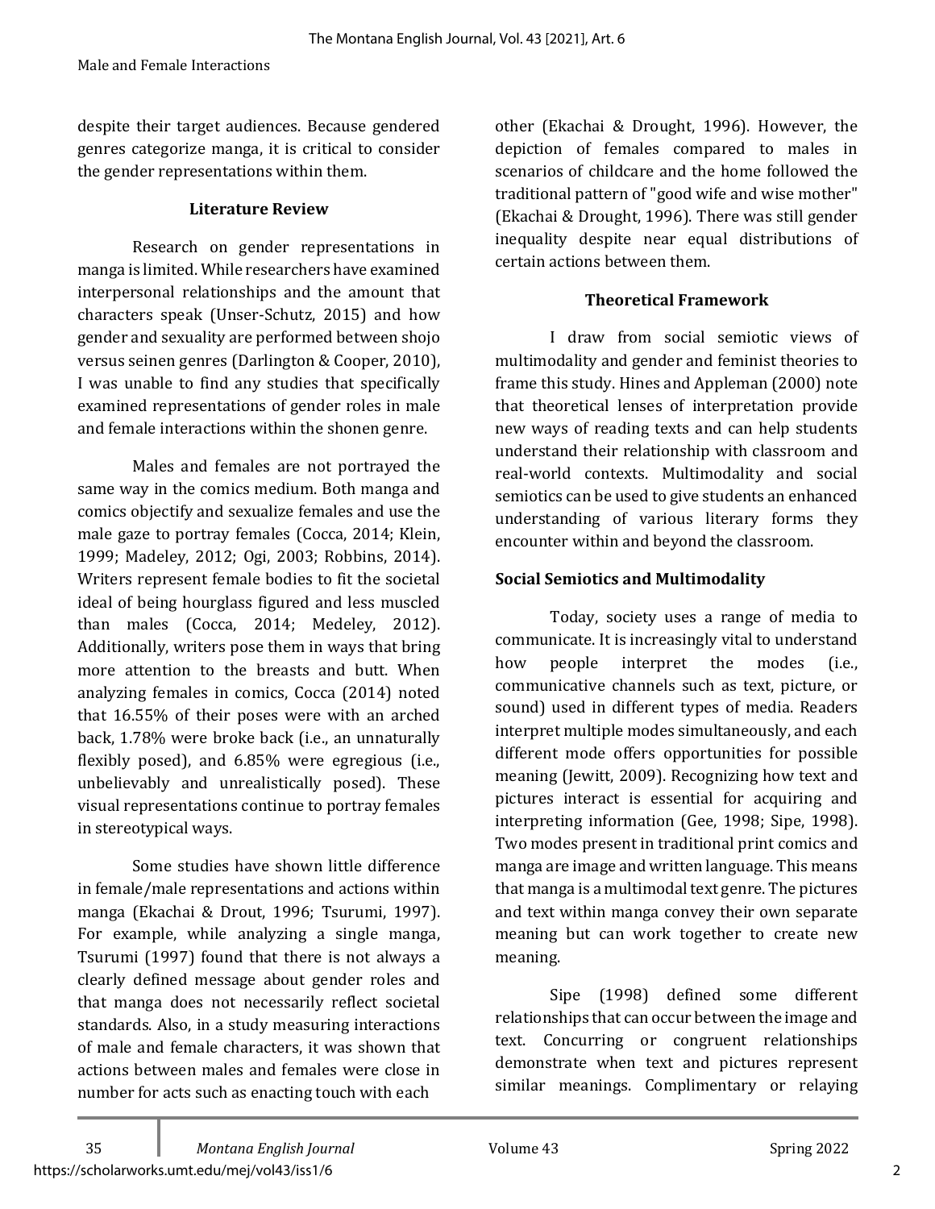despite their target audiences. Because gendered genres categorize manga, it is critical to consider the gender representations within them.

## Literature Review

Research on gender representations in manga is limited. While researchers have examined interpersonal relationships and the amount that characters speak (Unser-Schutz, 2015) and how gender and sexuality are performed between shojo versus seinen genres (Darlington & Cooper, 2010), I was unable to find any studies that specifically examined representations of gender roles in male and female interactions within the shonen genre.

Males and females are not portrayed the same way in the comics medium. Both manga and comics objectify and sexualize females and use the male gaze to portray females (Cocca, 2014; Klein, 1999; Madeley, 2012; Ogi, 2003; Robbins, 2014). Writers represent female bodies to fit the societal ideal of being hourglass figured and less muscled than males (Cocca, 2014; Medeley, 2012). Additionally, writers pose them in ways that bring more attention to the breasts and butt. When analyzing females in comics, Cocca (2014) noted that 16.55% of their poses were with an arched back, 1.78% were broke back (i.e., an unnaturally flexibly posed), and 6.85% were egregious (i.e., unbelievably and unrealistically posed). These visual representations continue to portray females in stereotypical ways.

Some studies have shown little difference in female/male representations and actions within manga (Ekachai & Drout, 1996; Tsurumi, 1997). For example, while analyzing a single manga, Tsurumi (1997) found that there is not always a clearly defined message about gender roles and that manga does not necessarily reflect societal standards. Also, in a study measuring interactions of male and female characters, it was shown that actions between males and females were close in number for acts such as enacting touch with each other (Ekachai & Drought, 1996). However, the depiction of females compared to males in scenarios of childcare and the home followed the traditional pattern of "good wife and wise mother" (Ekachai & Drought, 1996). There was still gender inequality despite near equal distributions of certain actions between them.

## Theoretical Framework

I draw from social semiotic views of multimodality and gender and feminist theories to frame this study. Hines and Appleman (2000) note that theoretical lenses of interpretation provide new ways of reading texts and can help students understand their relationship with classroom and real-world contexts. Multimodality and social semiotics can be used to give students an enhanced understanding of various literary forms they encounter within and beyond the classroom.

### Social Semiotics and Multimodality

Today, society uses a range of media to communicate. It is increasingly vital to understand how people interpret the modes (i.e., communicative channels such as text, picture, or sound) used in different types of media. Readers interpret multiple modes simultaneously, and each different mode offers opportunities for possible meaning (Jewitt, 2009). Recognizing how text and pictures interact is essential for acquiring and interpreting information (Gee, 1998; Sipe, 1998). Two modes present in traditional print comics and manga are image and written language. This means that manga is a multimodal text genre. The pictures and text within manga convey their own separate meaning but can work together to create new meaning.

Sipe (1998) defined some different relationships that can occur between the image and text. Concurring or congruent relationships demonstrate when text and pictures represent similar meanings. Complimentary or relaying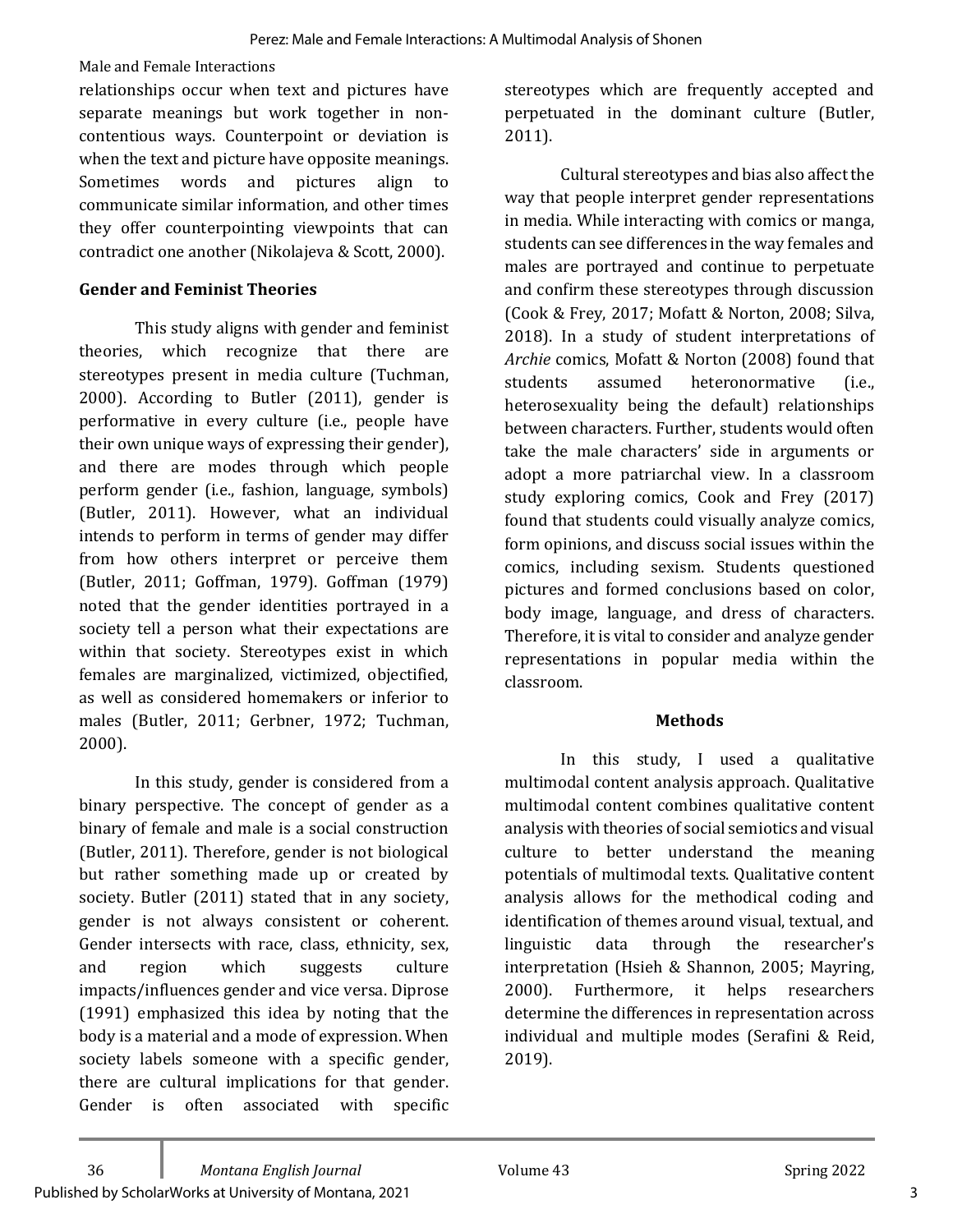relationships occur when text and pictures have separate meanings but work together in non-contentious ways. Counterpoint or deviation is when the text and picture have opposite meanings. Sometimes words and pictures align to communicate similar information, and other times they offer counterpointing viewpoints that can contradict one another (Nikolajeva & Scott, 2000).

**Gender and Feminist Theories**

This study aligns with gender and feminist theories, which recognize that there are stereotypes present in media culture (Tuchman, 2000). According to Butler (2011), gender is performative in every culture (i.e., people have their own unique ways of expressing their gender), and there are modes through which people perform gender (i.e., fashion, language, symbols) (Butler, 2011). However, what an individual intends to perform in terms of gender may differ from how others interpret or perceive them (Butler, 2011; Goffman, 1979). Goffman (1979) noted that the gender identities portrayed in a society tell a person what their expectations are within that society. Stereotypes exist in which females are marginalized, victimized, objectified, as well as considered homemakers or inferior to males (Butler, 2011; Gerbner, 1972; Tuchman, 2000).

In this study, gender is considered from a binary perspective. The concept of gender as a binary of female and male is a social construction (Butler, 2011). Therefore, gender is not biological but rather something made up or created by society. Butler (2011) stated that in any society, gender is not always consistent or coherent. Gender intersects with race, class, ethnicity, sex, and region which suggests culture impacts/influences gender and vice versa. Diprose (1991) emphasized this idea by noting that the body is a material and a mode of expression. When society labels someone with a specific gender, there are cultural implications for that gender. Gender is often associated with specific stereotypes which are frequently accepted and perpetuated in the dominant culture (Butler, 2011).

Cultural stereotypes and bias also affect the way that people interpret gender representations in media. While interacting with comics or manga, students can see differences in the way females and males are portrayed and continue to perpetuate and confirm these stereotypes through discussion (Cook & Frey, 2017; Mofatt & Norton, 2008; Silva, 2018). In a study of student interpretations of *Archie* comics, Mofatt & Norton (2008) found that students assumed heteronormative (i.e., heterosexuality being the default) relationships between characters. Further, students would often take the male characters' side in arguments or adopt a more patriarchal view. In a classroom study exploring comics, Cook and Frey (2017) found that students could visually analyze comics, form opinions, and discuss social issues within the comics, including sexism. Students questioned pictures and formed conclusions based on color, body image, language, and dress of characters. Therefore, it is vital to consider and analyze gender representations in popular media within the classroom.

## Methods

In this study, I used a qualitative multimodal content analysis approach. Qualitative multimodal content combines qualitative content analysis with theories of social semiotics and visual culture to better understand the meaning potentials of multimodal texts. Qualitative content analysis allows for the methodical coding and identification of themes around visual, textual, and linguistic data through the researcher's interpretation (Hsieh & Shannon, 2005; Mayring, 2000). Furthermore, it helps researchers determine the differences in representation across individual and multiple modes (Serafini & Reid, 2019).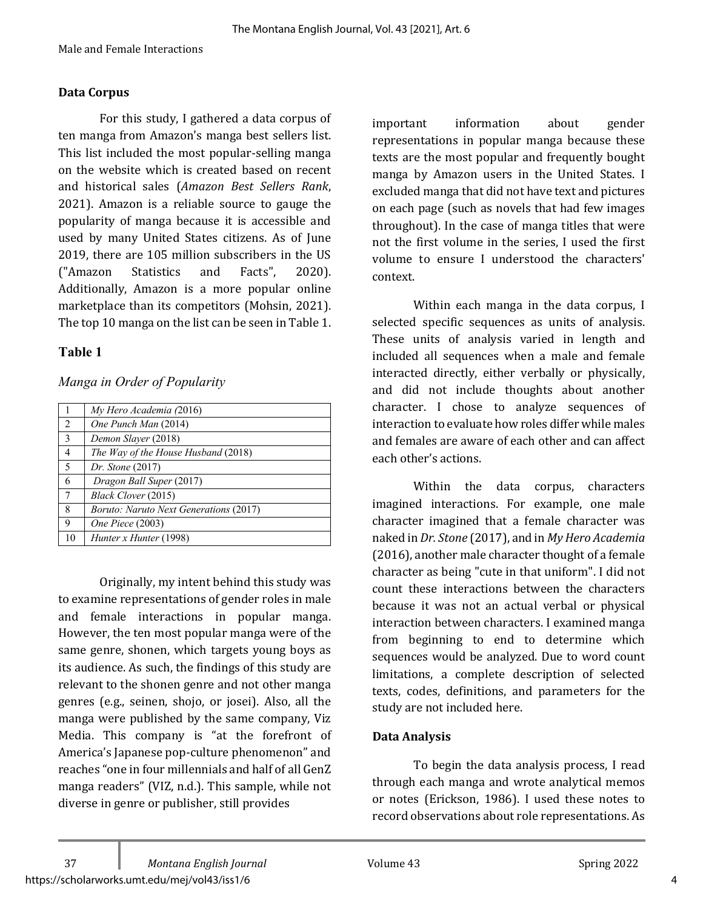### Data Corpus

For this study, I gathered a data corpus of ten manga from Amazon's manga best sellers list. This list included the most popular-selling manga on the website which is created based on recent and historical sales (*Amazon Best Sellers Rank*, 2021). Amazon is a reliable source to gauge the popularity of manga because it is accessible and used by many United States citizens. As of June 2019, there are 105 million subscribers in the US ("Amazon Statistics and Facts", 2020). Additionally, Amazon is a more popular online marketplace than its competitors (Mohsin, 2021). The top 10 manga on the list can be seen in Table 1.

**Table 1**

*Manga in Order of Popularity*

| | |
|---|---|
| 1 | *My Hero Academia* (2016) |
| 2 | *One Punch Man* (2014) |
| 3 | *Demon Slayer* (2018) |
| 4 | *The Way of the House Husband* (2018) |
| 5 | *Dr. Stone* (2017) |
| 6 | *Dragon Ball Super* (2017) |
| 7 | *Black Clover* (2015) |
| 8 | *Boruto: Naruto Next Generations* (2017) |
| 9 | *One Piece* (2003) |
| 10 | *Hunter x Hunter* (1998) |

Originally, my intent behind this study was to examine representations of gender roles in male and female interactions in popular manga. However, the ten most popular manga were of the same genre, shonen, which targets young boys as its audience. As such, the findings of this study are relevant to the shonen genre and not other manga genres (e.g., seinen, shojo, or josei). Also, all the manga were published by the same company, Viz Media. This company is "at the forefront of America's Japanese pop-culture phenomenon" and reaches "one in four millennials and half of all GenZ manga readers" (VIZ, n.d.). This sample, while not diverse in genre or publisher, still provides important information about gender representations in popular manga because these texts are the most popular and frequently bought manga by Amazon users in the United States. I excluded manga that did not have text and pictures on each page (such as novels that had few images throughout). In the case of manga titles that were not the first volume in the series, I used the first volume to ensure I understood the characters' context.

Within each manga in the data corpus, I selected specific sequences as units of analysis. These units of analysis varied in length and included all sequences when a male and female interacted directly, either verbally or physically, and did not include thoughts about another character. I chose to analyze sequences of interaction to evaluate how roles differ while males and females are aware of each other and can affect each other's actions.

Within the data corpus, characters imagined interactions. For example, one male character imagined that a female character was naked in *Dr. Stone* (2017), and in *My Hero Academia* (2016), another male character thought of a female character as being "cute in that uniform". I did not count these interactions between the characters because it was not an actual verbal or physical interaction between characters. I examined manga from beginning to end to determine which sequences would be analyzed. Due to word count limitations, a complete description of selected texts, codes, definitions, and parameters for the study are not included here.

### Data Analysis

To begin the data analysis process, I read through each manga and wrote analytical memos or notes (Erickson, 1986). I used these notes to record observations about role representations. As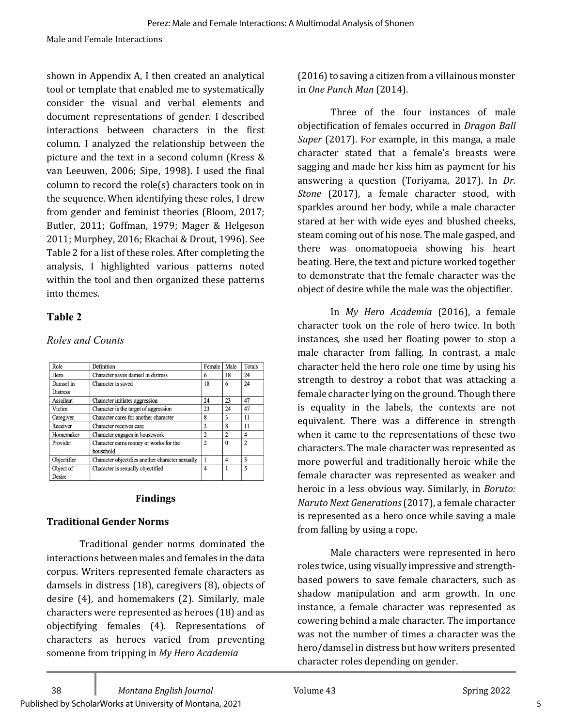shown in Appendix A, I then created an analytical tool or template that enabled me to systematically consider the visual and verbal elements and document representations of gender. I described interactions between characters in the first column. I analyzed the relationship between the picture and the text in a second column (Kress & van Leeuwen, 2006; Sipe, 1998). I used the final column to record the role(s) characters took on in the sequence. When identifying these roles, I drew from gender and feminist theories (Bloom, 2017; Butler, 2011; Goffman, 1979; Mager & Helgeson 2011; Murphey, 2016; Ekachai & Drout, 1996). See Table 2 for a list of these roles. After completing the analysis, I highlighted various patterns noted within the tool and then organized these patterns into themes.

**Table 2**

*Roles and Counts*

| Role | Definition | Female | Male | Totals |
|---|---|---|---|---|
| Hero | Character saves damsel in distress | 6 | 18 | 24 |
| Damsel in Distress | Character is saved | 18 | 6 | 24 |
| Assailant | Character initiates aggression | 24 | 23 | 47 |
| Victim | Character is the target of aggression | 23 | 24 | 47 |
| Caregiver | Character cares for another character | 8 | 3 | 11 |
| Receiver | Character receives care | 3 | 8 | 11 |
| Homemaker | Character engages in housework | 2 | 2 | 4 |
| Provider | Character earns money or works for the household | 2 | 0 | 2 |
| Objectifier | Character objectifies another character sexually | 1 | 4 | 5 |
| Object of Desire | Character is sexually objectified | 4 | 1 | 5 |

## Findings

### Traditional Gender Norms

Traditional gender norms dominated the interactions between males and females in the data corpus. Writers represented female characters as damsels in distress (18), caregivers (8), objects of desire (4), and homemakers (2). Similarly, male characters were represented as heroes (18) and as objectifying females (4). Representations of characters as heroes varied from preventing someone from tripping in *My Hero Academia* (2016) to saving a citizen from a villainous monster in *One Punch Man* (2014).

Three of the four instances of male objectification of females occurred in *Dragon Ball Super* (2017). For example, in this manga, a male character stated that a female's breasts were sagging and made her kiss him as payment for his answering a question (Toriyama, 2017). In *Dr. Stone* (2017), a female character stood, with sparkles around her body, while a male character stared at her with wide eyes and blushed cheeks, steam coming out of his nose. The male gasped, and there was onomatopoeia showing his heart beating. Here, the text and picture worked together to demonstrate that the female character was the object of desire while the male was the objectifier.

In *My Hero Academia* (2016), a female character took on the role of hero twice. In both instances, she used her floating power to stop a male character from falling. In contrast, a male character held the hero role one time by using his strength to destroy a robot that was attacking a female character lying on the ground. Though there is equality in the labels, the contexts are not equivalent. There was a difference in strength when it came to the representations of these two characters. The male character was represented as more powerful and traditionally heroic while the female character was represented as weaker and heroic in a less obvious way. Similarly, in *Boruto: Naruto Next Generations* (2017), a female character is represented as a hero once while saving a male from falling by using a rope.

Male characters were represented in hero roles twice, using visually impressive and strength-based powers to save female characters, such as shadow manipulation and arm growth. In one instance, a female character was represented as cowering behind a male character. The importance was not the number of times a character was the hero/damsel in distress but how writers presented character roles depending on gender.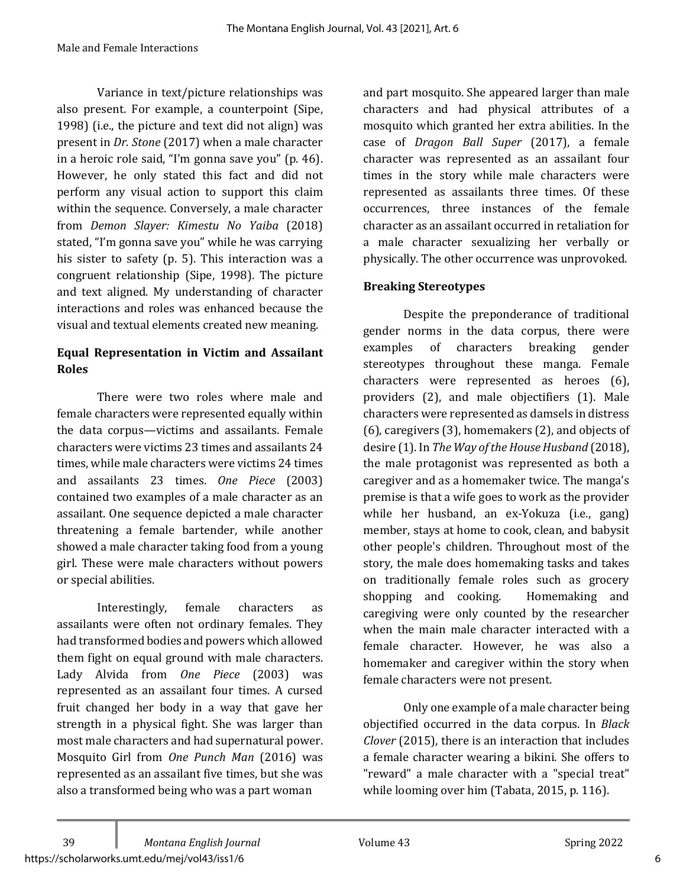Variance in text/picture relationships was also present. For example, a counterpoint (Sipe, 1998) (i.e., the picture and text did not align) was present in *Dr. Stone* (2017) when a male character in a heroic role said, "I'm gonna save you" (p. 46). However, he only stated this fact and did not perform any visual action to support this claim within the sequence. Conversely, a male character from *Demon Slayer: Kimestu No Yaiba* (2018) stated, "I'm gonna save you" while he was carrying his sister to safety (p. 5). This interaction was a congruent relationship (Sipe, 1998). The picture and text aligned. My understanding of character interactions and roles was enhanced because the visual and textual elements created new meaning.

### Equal Representation in Victim and Assailant Roles

There were two roles where male and female characters were represented equally within the data corpus—victims and assailants. Female characters were victims 23 times and assailants 24 times, while male characters were victims 24 times and assailants 23 times. *One Piece* (2003) contained two examples of a male character as an assailant. One sequence depicted a male character threatening a female bartender, while another showed a male character taking food from a young girl. These were male characters without powers or special abilities.

Interestingly, female characters as assailants were often not ordinary females. They had transformed bodies and powers which allowed them fight on equal ground with male characters. Lady Alvida from *One Piece* (2003) was represented as an assailant four times. A cursed fruit changed her body in a way that gave her strength in a physical fight. She was larger than most male characters and had supernatural power. Mosquito Girl from *One Punch Man* (2016) was represented as an assailant five times, but she was also a transformed being who was a part woman and part mosquito. She appeared larger than male characters and had physical attributes of a mosquito which granted her extra abilities. In the case of *Dragon Ball Super* (2017), a female character was represented as an assailant four times in the story while male characters were represented as assailants three times. Of these occurrences, three instances of the female character as an assailant occurred in retaliation for a male character sexualizing her verbally or physically. The other occurrence was unprovoked.

### Breaking Stereotypes

Despite the preponderance of traditional gender norms in the data corpus, there were examples of characters breaking gender stereotypes throughout these manga. Female characters were represented as heroes (6), providers (2), and male objectifiers (1). Male characters were represented as damsels in distress (6), caregivers (3), homemakers (2), and objects of desire (1). In *The Way of the House Husband* (2018), the male protagonist was represented as both a caregiver and as a homemaker twice. The manga's premise is that a wife goes to work as the provider while her husband, an ex-Yokuza (i.e., gang) member, stays at home to cook, clean, and babysit other people's children. Throughout most of the story, the male does homemaking tasks and takes on traditionally female roles such as grocery shopping and cooking. Homemaking and caregiving were only counted by the researcher when the main male character interacted with a female character. However, he was also a homemaker and caregiver within the story when female characters were not present.

Only one example of a male character being objectified occurred in the data corpus. In *Black Clover* (2015), there is an interaction that includes a female character wearing a bikini. She offers to "reward" a male character with a "special treat" while looming over him (Tabata, 2015, p. 116).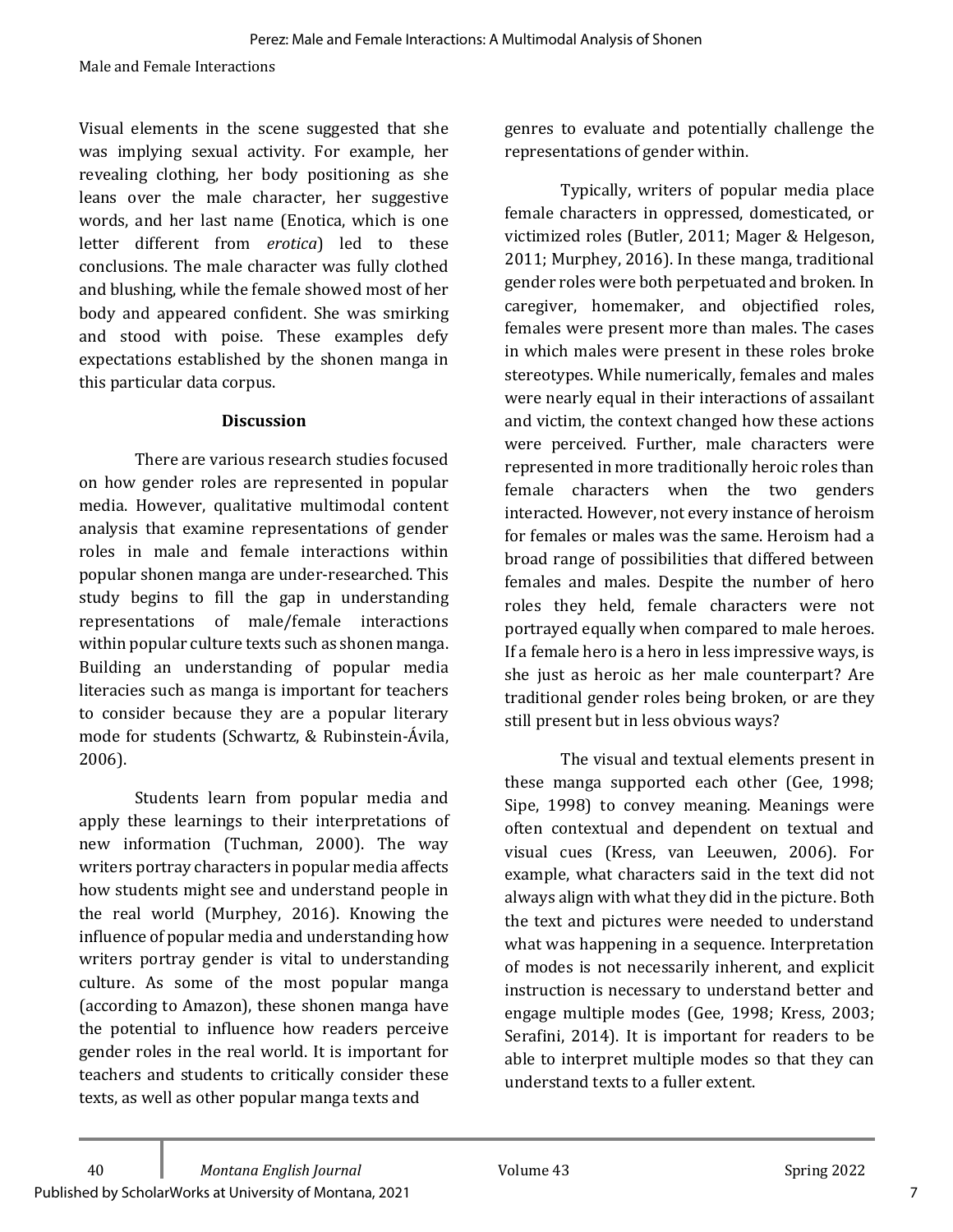Visual elements in the scene suggested that she was implying sexual activity. For example, her revealing clothing, her body positioning as she leans over the male character, her suggestive words, and her last name (Enotica, which is one letter different from *erotica*) led to these conclusions. The male character was fully clothed and blushing, while the female showed most of her body and appeared confident. She was smirking and stood with poise. These examples defy expectations established by the shonen manga in this particular data corpus.

## Discussion

There are various research studies focused on how gender roles are represented in popular media. However, qualitative multimodal content analysis that examine representations of gender roles in male and female interactions within popular shonen manga are under-researched. This study begins to fill the gap in understanding representations of male/female interactions within popular culture texts such as shonen manga. Building an understanding of popular media literacies such as manga is important for teachers to consider because they are a popular literary mode for students (Schwartz, & Rubinstein-Ávila, 2006).

Students learn from popular media and apply these learnings to their interpretations of new information (Tuchman, 2000). The way writers portray characters in popular media affects how students might see and understand people in the real world (Murphey, 2016). Knowing the influence of popular media and understanding how writers portray gender is vital to understanding culture. As some of the most popular manga (according to Amazon), these shonen manga have the potential to influence how readers perceive gender roles in the real world. It is important for teachers and students to critically consider these texts, as well as other popular manga texts and genres to evaluate and potentially challenge the representations of gender within.

Typically, writers of popular media place female characters in oppressed, domesticated, or victimized roles (Butler, 2011; Mager & Helgeson, 2011; Murphey, 2016). In these manga, traditional gender roles were both perpetuated and broken. In caregiver, homemaker, and objectified roles, females were present more than males. The cases in which males were present in these roles broke stereotypes. While numerically, females and males were nearly equal in their interactions of assailant and victim, the context changed how these actions were perceived. Further, male characters were represented in more traditionally heroic roles than female characters when the two genders interacted. However, not every instance of heroism for females or males was the same. Heroism had a broad range of possibilities that differed between females and males. Despite the number of hero roles they held, female characters were not portrayed equally when compared to male heroes. If a female hero is a hero in less impressive ways, is she just as heroic as her male counterpart? Are traditional gender roles being broken, or are they still present but in less obvious ways?

The visual and textual elements present in these manga supported each other (Gee, 1998; Sipe, 1998) to convey meaning. Meanings were often contextual and dependent on textual and visual cues (Kress, van Leeuwen, 2006). For example, what characters said in the text did not always align with what they did in the picture. Both the text and pictures were needed to understand what was happening in a sequence. Interpretation of modes is not necessarily inherent, and explicit instruction is necessary to understand better and engage multiple modes (Gee, 1998; Kress, 2003; Serafini, 2014). It is important for readers to be able to interpret multiple modes so that they can understand texts to a fuller extent.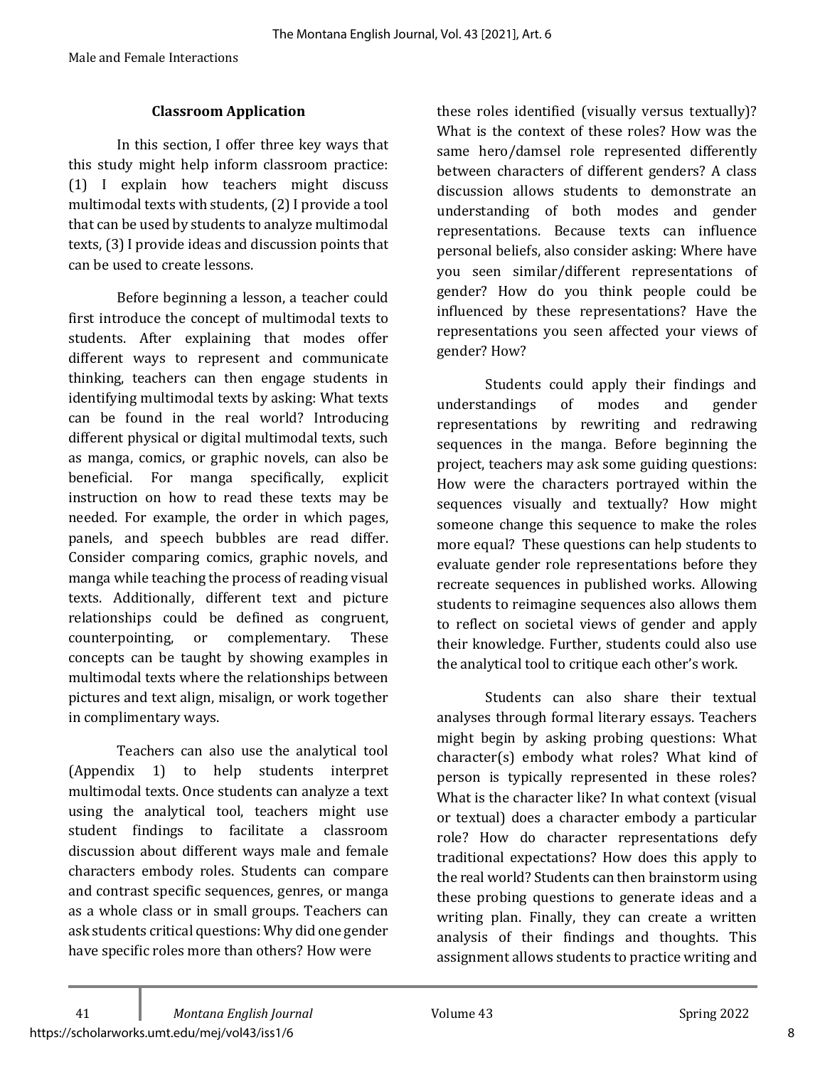## Classroom Application

In this section, I offer three key ways that this study might help inform classroom practice: (1) I explain how teachers might discuss multimodal texts with students, (2) I provide a tool that can be used by students to analyze multimodal texts, (3) I provide ideas and discussion points that can be used to create lessons.

Before beginning a lesson, a teacher could first introduce the concept of multimodal texts to students. After explaining that modes offer different ways to represent and communicate thinking, teachers can then engage students in identifying multimodal texts by asking: What texts can be found in the real world? Introducing different physical or digital multimodal texts, such as manga, comics, or graphic novels, can also be beneficial. For manga specifically, explicit instruction on how to read these texts may be needed. For example, the order in which pages, panels, and speech bubbles are read differ. Consider comparing comics, graphic novels, and manga while teaching the process of reading visual texts. Additionally, different text and picture relationships could be defined as congruent, counterpointing, or complementary. These concepts can be taught by showing examples in multimodal texts where the relationships between pictures and text align, misalign, or work together in complimentary ways.

Teachers can also use the analytical tool (Appendix 1) to help students interpret multimodal texts. Once students can analyze a text using the analytical tool, teachers might use student findings to facilitate a classroom discussion about different ways male and female characters embody roles. Students can compare and contrast specific sequences, genres, or manga as a whole class or in small groups. Teachers can ask students critical questions: Why did one gender have specific roles more than others? How were these roles identified (visually versus textually)? What is the context of these roles? How was the same hero/damsel role represented differently between characters of different genders? A class discussion allows students to demonstrate an understanding of both modes and gender representations. Because texts can influence personal beliefs, also consider asking: Where have you seen similar/different representations of gender? How do you think people could be influenced by these representations? Have the representations you seen affected your views of gender? How?

Students could apply their findings and understandings of modes and gender representations by rewriting and redrawing sequences in the manga. Before beginning the project, teachers may ask some guiding questions: How were the characters portrayed within the sequences visually and textually? How might someone change this sequence to make the roles more equal? These questions can help students to evaluate gender role representations before they recreate sequences in published works. Allowing students to reimagine sequences also allows them to reflect on societal views of gender and apply their knowledge. Further, students could also use the analytical tool to critique each other's work.

Students can also share their textual analyses through formal literary essays. Teachers might begin by asking probing questions: What character(s) embody what roles? What kind of person is typically represented in these roles? What is the character like? In what context (visual or textual) does a character embody a particular role? How do character representations defy traditional expectations? How does this apply to the real world? Students can then brainstorm using these probing questions to generate ideas and a writing plan. Finally, they can create a written analysis of their findings and thoughts. This assignment allows students to practice writing and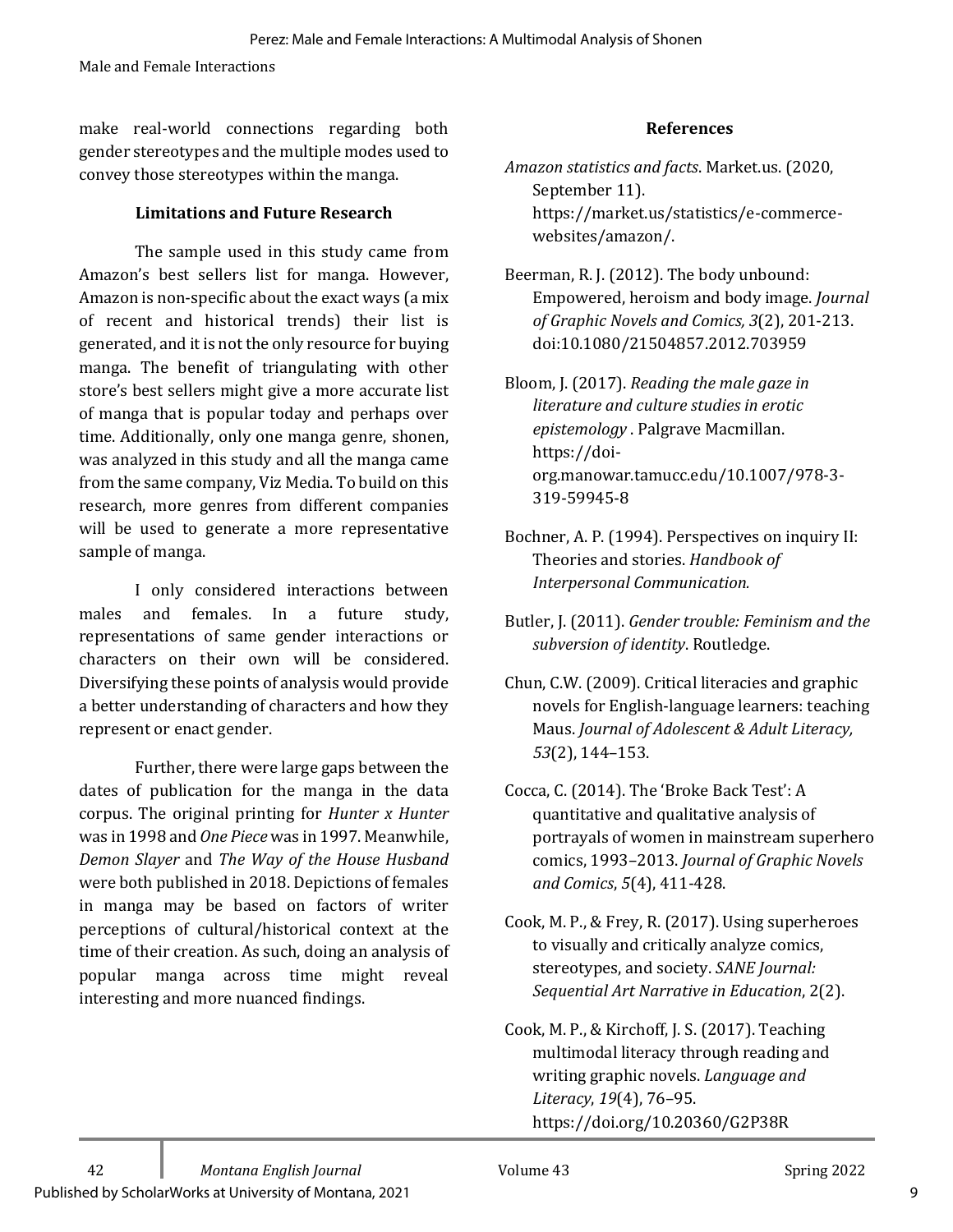make real-world connections regarding both gender stereotypes and the multiple modes used to convey those stereotypes within the manga.

### Limitations and Future Research

The sample used in this study came from Amazon's best sellers list for manga. However, Amazon is non-specific about the exact ways (a mix of recent and historical trends) their list is generated, and it is not the only resource for buying manga. The benefit of triangulating with other store's best sellers might give a more accurate list of manga that is popular today and perhaps over time. Additionally, only one manga genre, shonen, was analyzed in this study and all the manga came from the same company, Viz Media. To build on this research, more genres from different companies will be used to generate a more representative sample of manga.

I only considered interactions between males and females. In a future study, representations of same gender interactions or characters on their own will be considered. Diversifying these points of analysis would provide a better understanding of characters and how they represent or enact gender.

Further, there were large gaps between the dates of publication for the manga in the data corpus. The original printing for *Hunter x Hunter* was in 1998 and *One Piece* was in 1997. Meanwhile, *Demon Slayer* and *The Way of the House Husband* were both published in 2018. Depictions of females in manga may be based on factors of writer perceptions of cultural/historical context at the time of their creation. As such, doing an analysis of popular manga across time might reveal interesting and more nuanced findings.

### References

*Amazon statistics and facts*. Market.us. (2020, September 11). https://market.us/statistics/e-commerce-websites/amazon/.

Beerman, R. J. (2012). The body unbound: Empowered, heroism and body image. *Journal of Graphic Novels and Comics, 3*(2), 201-213. doi:10.1080/21504857.2012.703959

Bloom, J. (2017). *Reading the male gaze in literature and culture studies in erotic epistemology* . Palgrave Macmillan. https://doi-org.manowar.tamucc.edu/10.1007/978-3-319-59945-8

Bochner, A. P. (1994). Perspectives on inquiry II: Theories and stories. *Handbook of Interpersonal Communication.*

Butler, J. (2011). *Gender trouble: Feminism and the subversion of identity*. Routledge.

Chun, C.W. (2009). Critical literacies and graphic novels for English-language learners: teaching Maus. *Journal of Adolescent & Adult Literacy, 53*(2), 144–153.

Cocca, C. (2014). The 'Broke Back Test': A quantitative and qualitative analysis of portrayals of women in mainstream superhero comics, 1993–2013. *Journal of Graphic Novels and Comics*, *5*(4), 411-428.

Cook, M. P., & Frey, R. (2017). Using superheroes to visually and critically analyze comics, stereotypes, and society. *SANE Journal: Sequential Art Narrative in Education*, 2(2).

Cook, M. P., & Kirchoff, J. S. (2017). Teaching multimodal literacy through reading and writing graphic novels. *Language and Literacy*, *19*(4), 76–95. https://doi.org/10.20360/G2P38R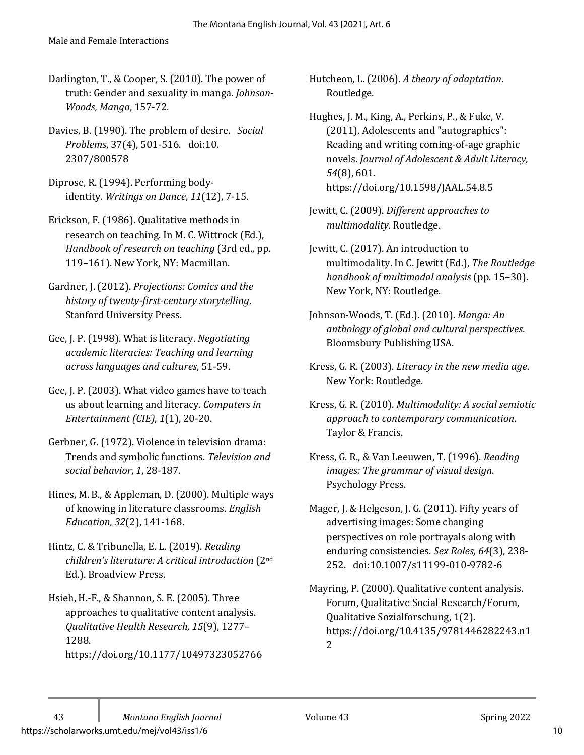Darlington, T., & Cooper, S. (2010). The power of truth: Gender and sexuality in manga. *Johnson-Woods, Manga*, 157-72.

Davies, B. (1990). The problem of desire. *Social Problems*, 37(4), 501-516. doi:10. 2307/800578

Diprose, R. (1994). Performing body-identity. *Writings on Dance*, *11*(12), 7-15.

Erickson, F. (1986). Qualitative methods in research on teaching. In M. C. Wittrock (Ed.), *Handbook of research on teaching* (3rd ed., pp. 119–161). New York, NY: Macmillan.

Gardner, J. (2012). *Projections: Comics and the history of twenty-first-century storytelling*. Stanford University Press.

Gee, J. P. (1998). What is literacy. *Negotiating academic literacies: Teaching and learning across languages and cultures*, 51-59.

Gee, J. P. (2003). What video games have to teach us about learning and literacy. *Computers in Entertainment (CIE)*, *1*(1), 20-20.

Gerbner, G. (1972). Violence in television drama: Trends and symbolic functions. *Television and social behavior*, *1*, 28-187.

Hines, M. B., & Appleman, D. (2000). Multiple ways of knowing in literature classrooms. *English Education, 32*(2), 141-168.

Hintz, C. & Tribunella, E. L. (2019). *Reading children's literature: A critical introduction* (2nd Ed.). Broadview Press.

Hsieh, H.-F., & Shannon, S. E. (2005). Three approaches to qualitative content analysis. *Qualitative Health Research, 15*(9), 1277–1288. https://doi.org/10.1177/10497323052766

Hutcheon, L. (2006). *A theory of adaptation*. Routledge.

Hughes, J. M., King, A., Perkins, P., & Fuke, V. (2011). Adolescents and "autographics": Reading and writing coming-of-age graphic novels. *Journal of Adolescent & Adult Literacy, 54*(8), 601. https://doi.org/10.1598/JAAL.54.8.5

Jewitt, C. (2009). *Different approaches to multimodality*. Routledge.

Jewitt, C. (2017). An introduction to multimodality. In C. Jewitt (Ed.), *The Routledge handbook of multimodal analysis* (pp. 15–30). New York, NY: Routledge.

Johnson-Woods, T. (Ed.). (2010). *Manga: An anthology of global and cultural perspectives*. Bloomsbury Publishing USA.

Kress, G. R. (2003). *Literacy in the new media age*. New York: Routledge.

Kress, G. R. (2010). *Multimodality: A social semiotic approach to contemporary communication*. Taylor & Francis.

Kress, G. R., & Van Leeuwen, T. (1996). *Reading images: The grammar of visual design*. Psychology Press.

Mager, J. & Helgeson, J. G. (2011). Fifty years of advertising images: Some changing perspectives on role portrayals along with enduring consistencies. *Sex Roles, 64*(3), 238-252. doi:10.1007/s11199-010-9782-6

Mayring, P. (2000). Qualitative content analysis. Forum, Qualitative Social Research/Forum, Qualitative Sozialforschung, 1(2). https://doi.org/10.4135/9781446282243.n12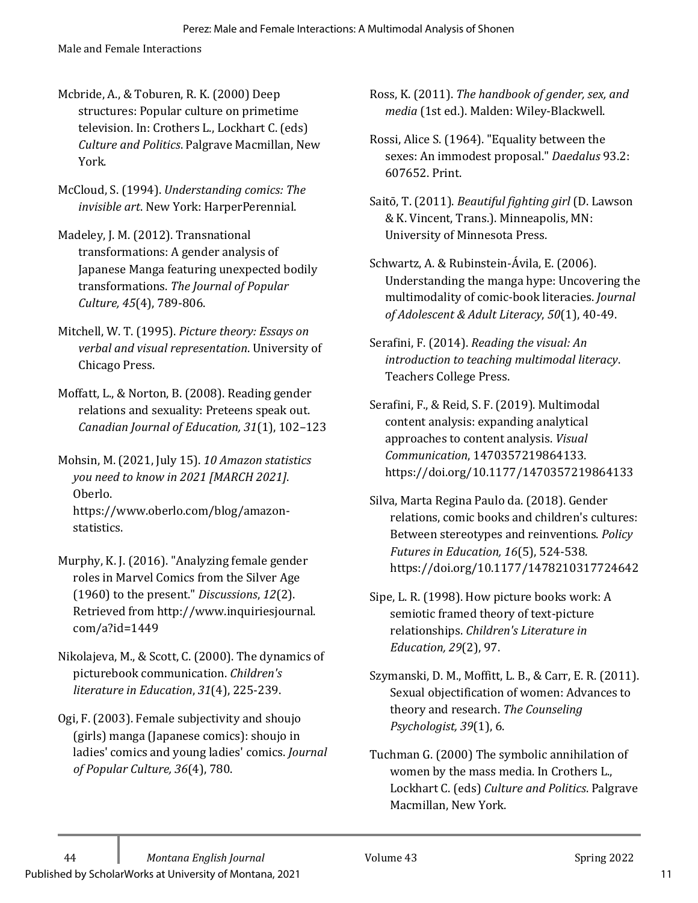Mcbride, A., & Toburen, R. K. (2000) Deep structures: Popular culture on primetime television. In: Crothers L., Lockhart C. (eds) *Culture and Politics*. Palgrave Macmillan, New York.

McCloud, S. (1994). *Understanding comics: The invisible art*. New York: HarperPerennial.

Madeley, J. M. (2012). Transnational transformations: A gender analysis of Japanese Manga featuring unexpected bodily transformations. *The Journal of Popular Culture, 45*(4), 789-806.

Mitchell, W. T. (1995). *Picture theory: Essays on verbal and visual representation*. University of Chicago Press.

Moffatt, L., & Norton, B. (2008). Reading gender relations and sexuality: Preteens speak out. *Canadian Journal of Education, 31*(1), 102–123

Mohsin, M. (2021, July 15). *10 Amazon statistics you need to know in 2021 [MARCH 2021]*. Oberlo. https://www.oberlo.com/blog/amazon-statistics.

Murphy, K. J. (2016). "Analyzing female gender roles in Marvel Comics from the Silver Age (1960) to the present." *Discussions*, *12*(2). Retrieved from http://www.inquiriesjournal.com/a?id=1449

Nikolajeva, M., & Scott, C. (2000). The dynamics of picturebook communication. *Children's literature in Education*, *31*(4), 225-239.

Ogi, F. (2003). Female subjectivity and shoujo (girls) manga (Japanese comics): shoujo in ladies' comics and young ladies' comics. *Journal of Popular Culture, 36*(4), 780.

Ross, K. (2011). *The handbook of gender, sex, and media* (1st ed.). Malden: Wiley-Blackwell.

Rossi, Alice S. (1964). "Equality between the sexes: An immodest proposal." *Daedalus* 93.2: 607652. Print.

Saitō, T. (2011). *Beautiful fighting girl* (D. Lawson & K. Vincent, Trans.). Minneapolis, MN: University of Minnesota Press.

Schwartz, A. & Rubinstein-Ávila, E. (2006). Understanding the manga hype: Uncovering the multimodality of comic-book literacies. *Journal of Adolescent & Adult Literacy*, *50*(1), 40-49.

Serafini, F. (2014). *Reading the visual: An introduction to teaching multimodal literacy*. Teachers College Press.

Serafini, F., & Reid, S. F. (2019). Multimodal content analysis: expanding analytical approaches to content analysis. *Visual Communication*, 1470357219864133. https://doi.org/10.1177/1470357219864133

Silva, Marta Regina Paulo da. (2018). Gender relations, comic books and children's cultures: Between stereotypes and reinventions. *Policy Futures in Education, 16*(5), 524-538. https://doi.org/10.1177/1478210317724642

Sipe, L. R. (1998). How picture books work: A semiotic framed theory of text-picture relationships. *Children's Literature in Education, 29*(2), 97.

Szymanski, D. M., Moffitt, L. B., & Carr, E. R. (2011). Sexual objectification of women: Advances to theory and research. *The Counseling Psychologist, 39*(1), 6.

Tuchman G. (2000) The symbolic annihilation of women by the mass media. In Crothers L., Lockhart C. (eds) *Culture and Politics*. Palgrave Macmillan, New York.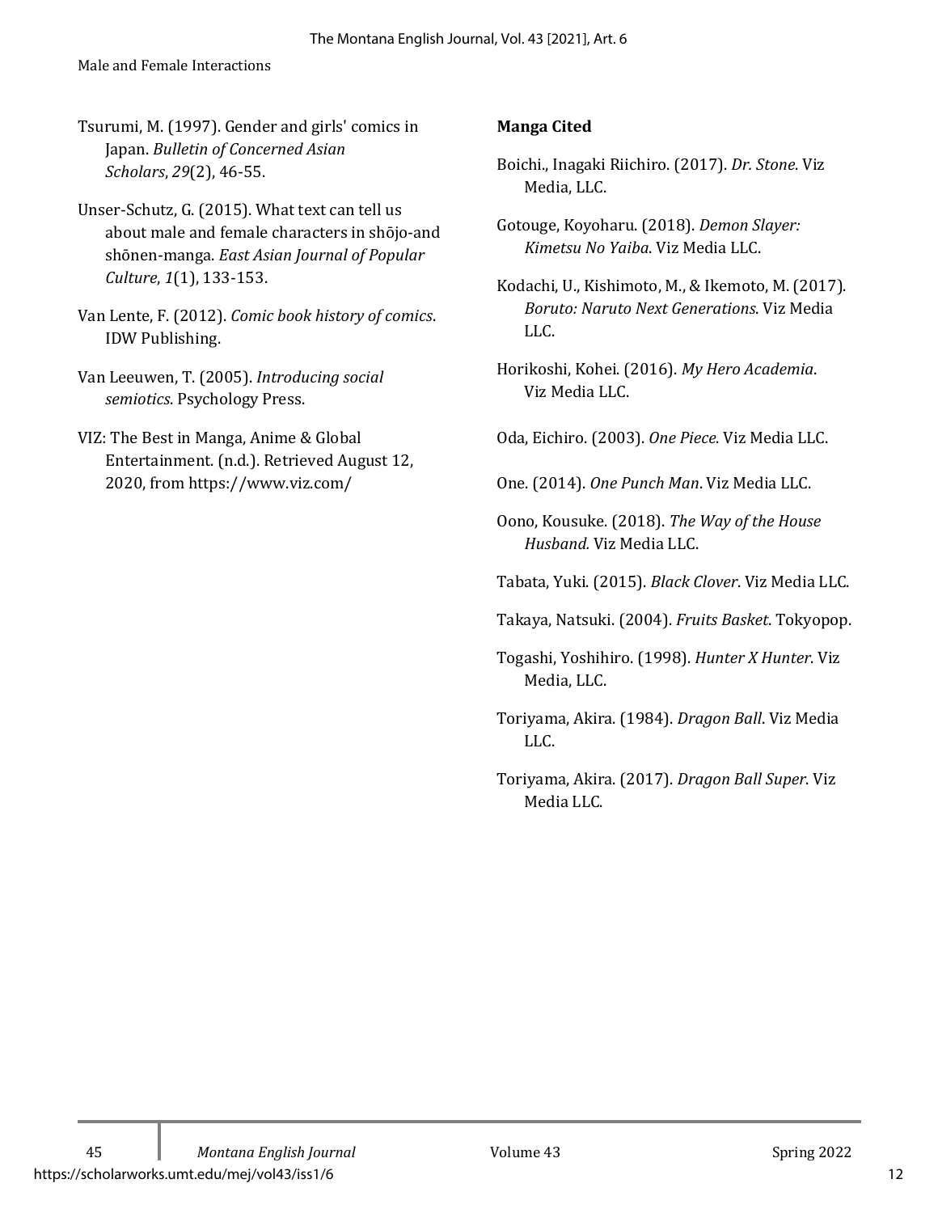Tsurumi, M. (1997). Gender and girls' comics in Japan. *Bulletin of Concerned Asian Scholars*, *29*(2), 46-55.

Unser-Schutz, G. (2015). What text can tell us about male and female characters in shōjo-and shōnen-manga. *East Asian Journal of Popular Culture*, *1*(1), 133-153.

Van Lente, F. (2012). *Comic book history of comics*. IDW Publishing.

Van Leeuwen, T. (2005). *Introducing social semiotics*. Psychology Press.

VIZ: The Best in Manga, Anime & Global Entertainment. (n.d.). Retrieved August 12, 2020, from https://www.viz.com/

**Manga Cited**

Boichi., Inagaki Riichiro. (2017). *Dr. Stone*. Viz Media, LLC.

Gotouge, Koyoharu. (2018). *Demon Slayer: Kimetsu No Yaiba*. Viz Media LLC.

Kodachi, U., Kishimoto, M., & Ikemoto, M. (2017). *Boruto: Naruto Next Generations*. Viz Media LLC.

Horikoshi, Kohei. (2016). *My Hero Academia*. Viz Media LLC.

Oda, Eichiro. (2003). *One Piece*. Viz Media LLC.

One. (2014). *One Punch Man*. Viz Media LLC.

Oono, Kousuke. (2018). *The Way of the House Husband.* Viz Media LLC.

Tabata, Yuki. (2015). *Black Clover*. Viz Media LLC.

Takaya, Natsuki. (2004). *Fruits Basket*. Tokyopop.

Togashi, Yoshihiro. (1998). *Hunter X Hunter*. Viz Media, LLC.

Toriyama, Akira. (1984). *Dragon Ball*. Viz Media LLC.

Toriyama, Akira. (2017). *Dragon Ball Super*. Viz Media LLC.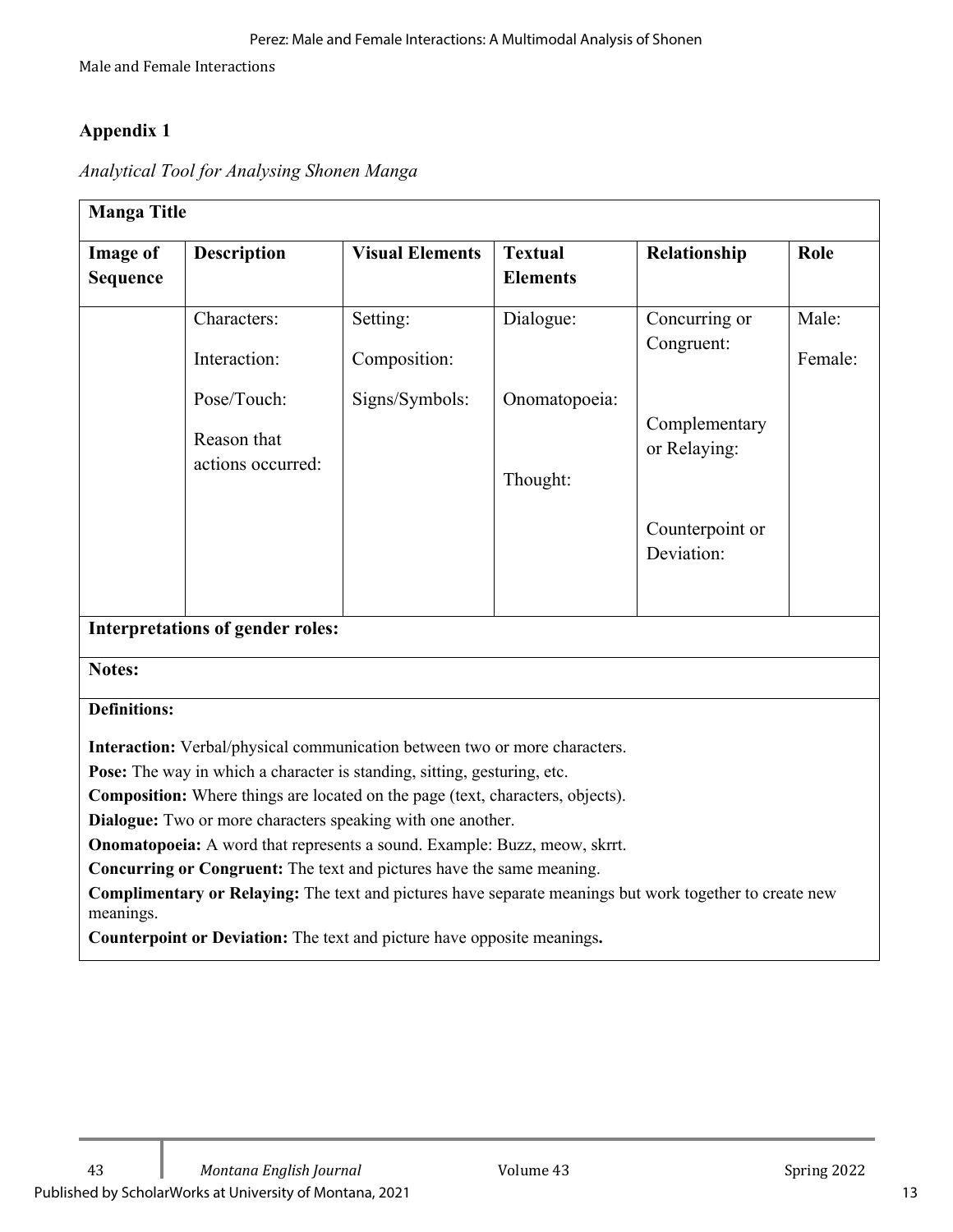## Appendix 1

*Analytical Tool for Analysing Shonen Manga*

| **Manga Title** | | | | | |
|---|---|---|---|---|---|
| **Image of Sequence** | **Description** | **Visual Elements** | **Textual Elements** | **Relationship** | **Role** |
| | Characters:<br><br>Interaction:<br><br>Pose/Touch:<br><br>Reason that actions occurred: | Setting:<br><br>Composition:<br><br>Signs/Symbols: | Dialogue:<br><br>Onomatopoeia:<br><br>Thought: | Concurring or Congruent:<br><br>Complementary or Relaying:<br><br>Counterpoint or Deviation: | Male:<br><br>Female: |
| **Interpretations of gender roles:** | | | | | |
| **Notes:** | | | | | |

**Definitions:**

**Interaction:** Verbal/physical communication between two or more characters.

**Pose:** The way in which a character is standing, sitting, gesturing, etc.

**Composition:** Where things are located on the page (text, characters, objects).

**Dialogue:** Two or more characters speaking with one another.

**Onomatopoeia:** A word that represents a sound. Example: Buzz, meow, skrrt.

**Concurring or Congruent:** The text and pictures have the same meaning.

**Complimentary or Relaying:** The text and pictures have separate meanings but work together to create new meanings.

**Counterpoint or Deviation:** The text and picture have opposite meanings**.**